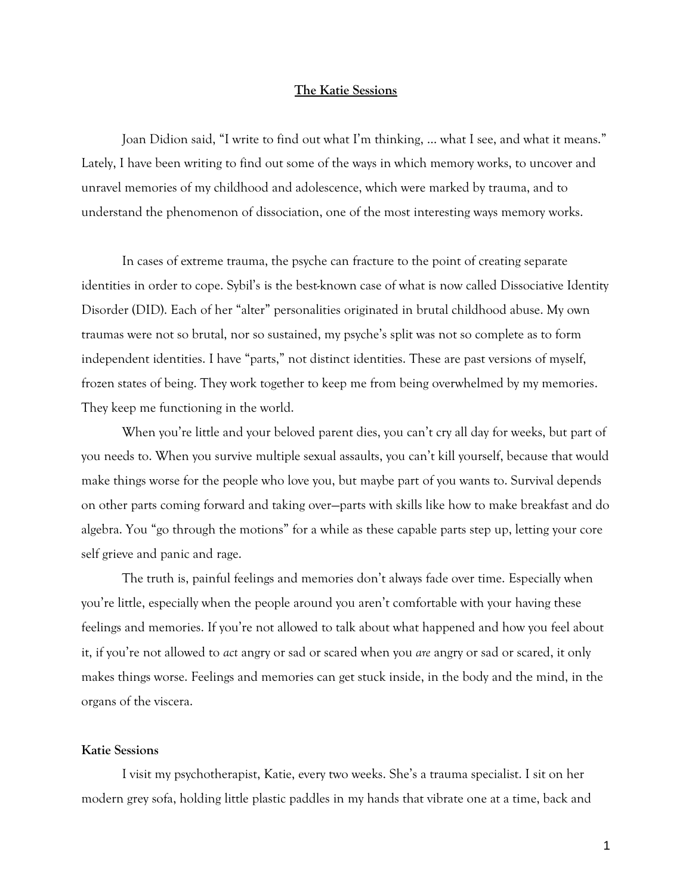# The Katie Sessions

Joan Didion said, "I write to find out what I'm thinking, … what I see, and what it means." Lately, I have been writing to find out some of the ways in which memory works, to uncover and unravel memories of my childhood and adolescence, which were marked by trauma, and to understand the phenomenon of dissociation, one of the most interesting ways memory works.

In cases of extreme trauma, the psyche can fracture to the point of creating separate identities in order to cope. Sybil's is the best-known case of what is now called Dissociative Identity Disorder (DID). Each of her "alter" personalities originated in brutal childhood abuse. My own traumas were not so brutal, nor so sustained, my psyche's split was not so complete as to form independent identities. I have "parts," not distinct identities. These are past versions of myself, frozen states of being. They work together to keep me from being overwhelmed by my memories. They keep me functioning in the world.

When you're little and your beloved parent dies, you can't cry all day for weeks, but part of you needs to. When you survive multiple sexual assaults, you can't kill yourself, because that would make things worse for the people who love you, but maybe part of you wants to. Survival depends on other parts coming forward and taking over—parts with skills like how to make breakfast and do algebra. You "go through the motions" for a while as these capable parts step up, letting your core self grieve and panic and rage.

The truth is, painful feelings and memories don't always fade over time. Especially when you're little, especially when the people around you aren't comfortable with your having these feelings and memories. If you're not allowed to talk about what happened and how you feel about it, if you're not allowed to *act* angry or sad or scared when you *are* angry or sad or scared, it only makes things worse. Feelings and memories can get stuck inside, in the body and the mind, in the organs of the viscera.

## Katie Sessions

I visit my psychotherapist, Katie, every two weeks. She's a trauma specialist. I sit on her modern grey sofa, holding little plastic paddles in my hands that vibrate one at a time, back and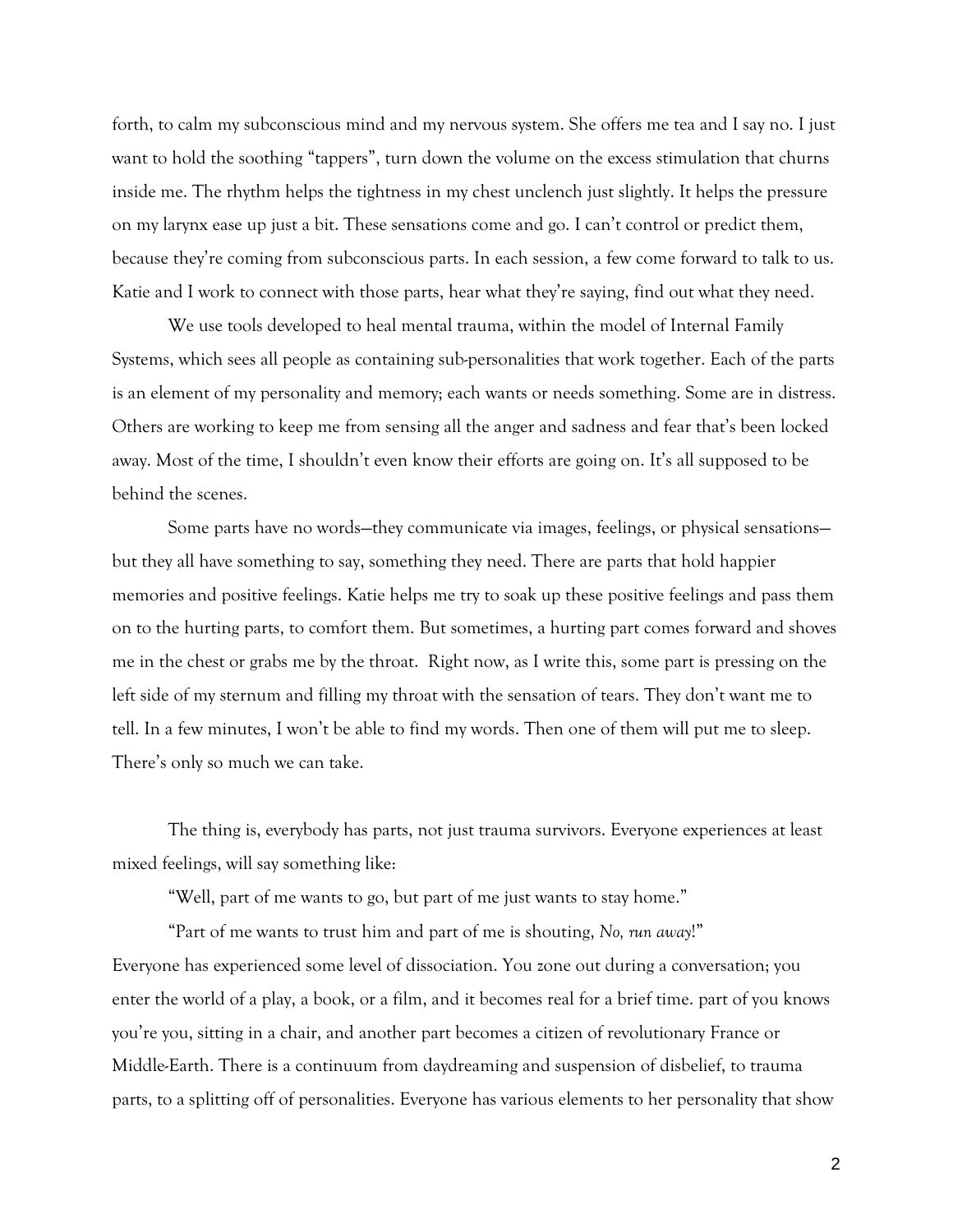forth, to calm my subconscious mind and my nervous system. She offers me tea and I say no. I just want to hold the soothing "tappers", turn down the volume on the excess stimulation that churns inside me. The rhythm helps the tightness in my chest unclench just slightly. It helps the pressure on my larynx ease up just a bit. These sensations come and go. I can't control or predict them, because they're coming from subconscious parts. In each session, a few come forward to talk to us. Katie and I work to connect with those parts, hear what they're saying, find out what they need.

We use tools developed to heal mental trauma, within the model of Internal Family Systems, which sees all people as containing sub-personalities that work together. Each of the parts is an element of my personality and memory; each wants or needs something. Some are in distress. Others are working to keep me from sensing all the anger and sadness and fear that's been locked away. Most of the time, I shouldn't even know their efforts are going on. It's all supposed to be behind the scenes.

Some parts have no words—they communicate via images, feelings, or physical sensations—but they all have something to say, something they need. There are parts that hold happier memories and positive feelings. Katie helps me try to soak up these positive feelings and pass them on to the hurting parts, to comfort them. But sometimes, a hurting part comes forward and shoves me in the chest or grabs me by the throat. Right now, as I write this, some part is pressing on the left side of my sternum and filling my throat with the sensation of tears. They don't want me to tell. In a few minutes, I won't be able to find my words. Then one of them will put me to sleep. There's only so much we can take.

The thing is, everybody has parts, not just trauma survivors. Everyone experiences at least mixed feelings, will say something like:

"Well, part of me wants to go, but part of me just wants to stay home."

"Part of me wants to trust him and part of me is shouting, *No, run away*!"

Everyone has experienced some level of dissociation. You zone out during a conversation; you enter the world of a play, a book, or a film, and it becomes real for a brief time. part of you knows you're you, sitting in a chair, and another part becomes a citizen of revolutionary France or Middle-Earth. There is a continuum from daydreaming and suspension of disbelief, to trauma parts, to a splitting off of personalities. Everyone has various elements to her personality that show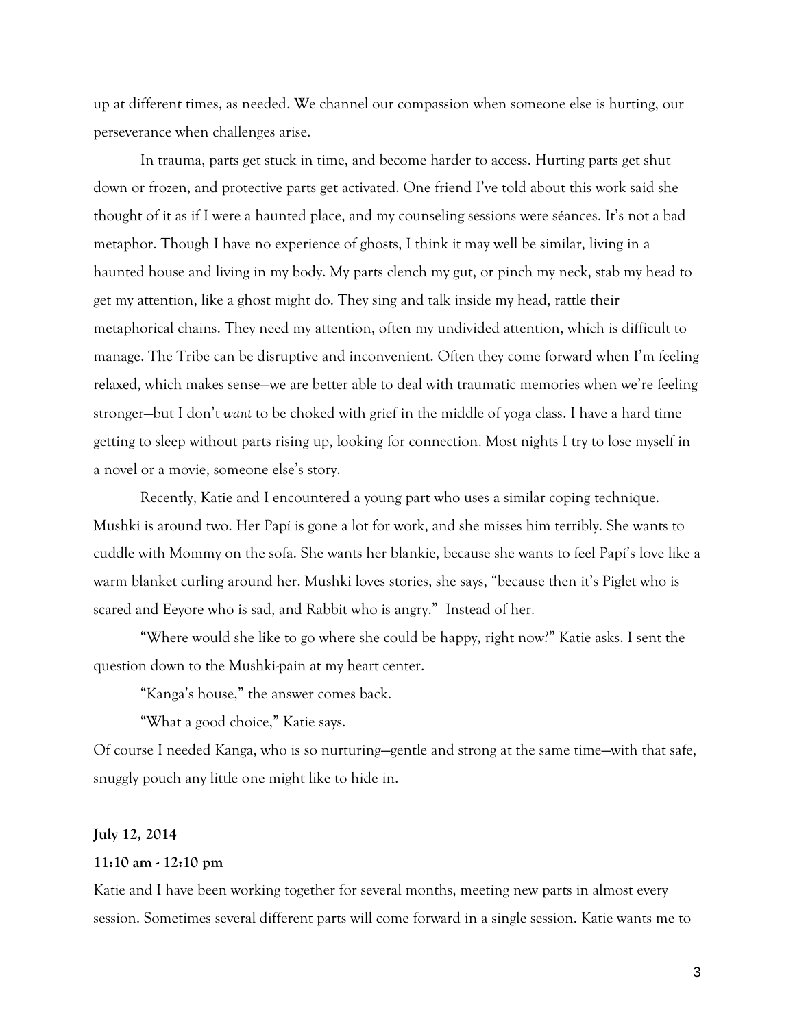up at different times, as needed. We channel our compassion when someone else is hurting, our perseverance when challenges arise.

In trauma, parts get stuck in time, and become harder to access. Hurting parts get shut down or frozen, and protective parts get activated. One friend I've told about this work said she thought of it as if I were a haunted place, and my counseling sessions were séances. It's not a bad metaphor. Though I have no experience of ghosts, I think it may well be similar, living in a haunted house and living in my body. My parts clench my gut, or pinch my neck, stab my head to get my attention, like a ghost might do. They sing and talk inside my head, rattle their metaphorical chains. They need my attention, often my undivided attention, which is difficult to manage. The Tribe can be disruptive and inconvenient. Often they come forward when I'm feeling relaxed, which makes sense—we are better able to deal with traumatic memories when we're feeling stronger—but I don't *want* to be choked with grief in the middle of yoga class. I have a hard time getting to sleep without parts rising up, looking for connection. Most nights I try to lose myself in a novel or a movie, someone else's story.

Recently, Katie and I encountered a young part who uses a similar coping technique. Mushki is around two. Her Papí is gone a lot for work, and she misses him terribly. She wants to cuddle with Mommy on the sofa. She wants her blankie, because she wants to feel Papí's love like a warm blanket curling around her. Mushki loves stories, she says, "because then it's Piglet who is scared and Eeyore who is sad, and Rabbit who is angry." Instead of her.

"Where would she like to go where she could be happy, right now?" Katie asks. I sent the question down to the Mushki-pain at my heart center.

"Kanga's house," the answer comes back.

"What a good choice," Katie says.

Of course I needed Kanga, who is so nurturing—gentle and strong at the same time—with that safe, snuggly pouch any little one might like to hide in.

**July 12, 2014**

**11:10 am - 12:10 pm**

Katie and I have been working together for several months, meeting new parts in almost every session. Sometimes several different parts will come forward in a single session. Katie wants me to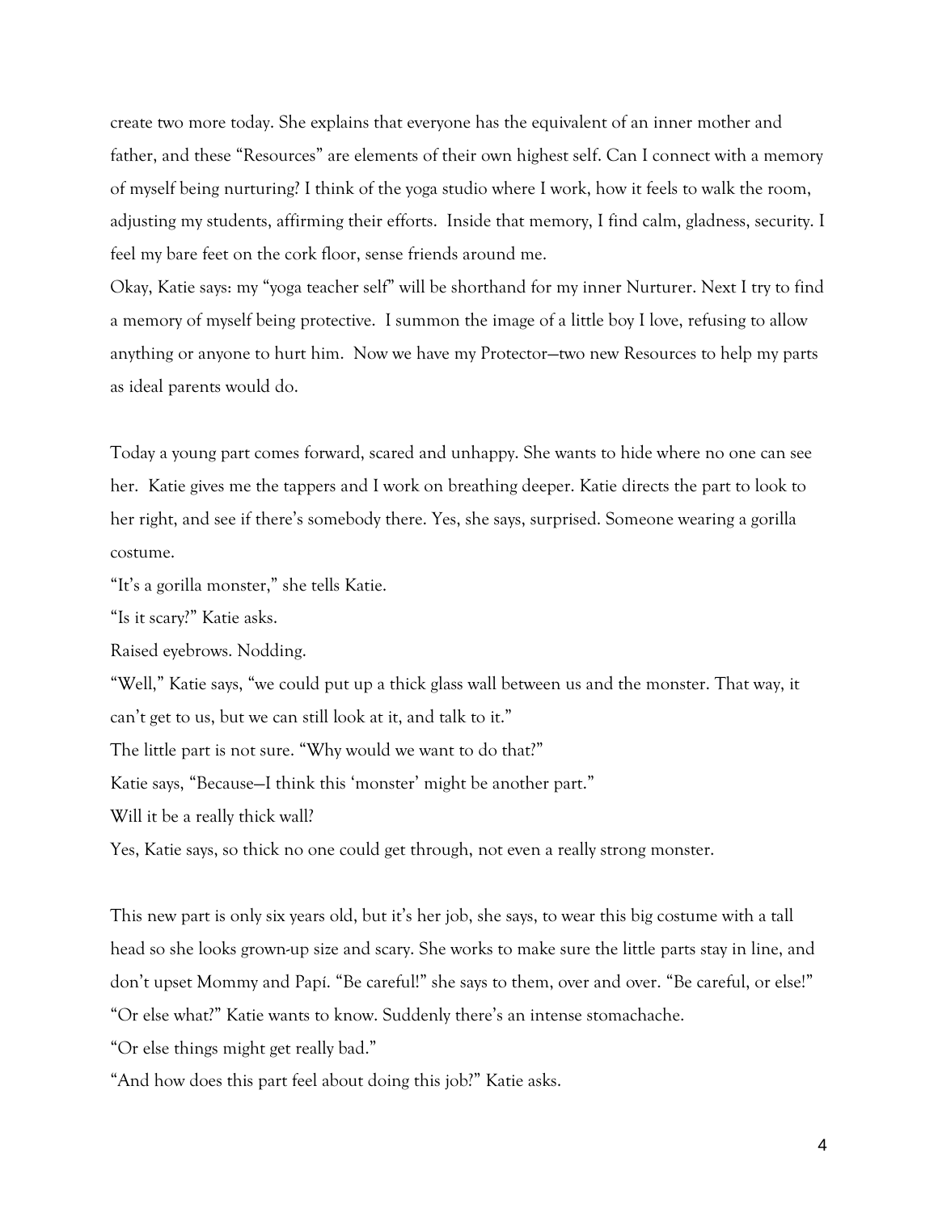create two more today. She explains that everyone has the equivalent of an inner mother and father, and these "Resources" are elements of their own highest self. Can I connect with a memory of myself being nurturing? I think of the yoga studio where I work, how it feels to walk the room, adjusting my students, affirming their efforts. Inside that memory, I find calm, gladness, security. I feel my bare feet on the cork floor, sense friends around me.

Okay, Katie says: my "yoga teacher self" will be shorthand for my inner Nurturer. Next I try to find a memory of myself being protective. I summon the image of a little boy I love, refusing to allow anything or anyone to hurt him. Now we have my Protector—two new Resources to help my parts as ideal parents would do.

Today a young part comes forward, scared and unhappy. She wants to hide where no one can see her. Katie gives me the tappers and I work on breathing deeper. Katie directs the part to look to her right, and see if there's somebody there. Yes, she says, surprised. Someone wearing a gorilla costume.

"It's a gorilla monster," she tells Katie.

"Is it scary?" Katie asks.

Raised eyebrows. Nodding.

"Well," Katie says, "we could put up a thick glass wall between us and the monster. That way, it can't get to us, but we can still look at it, and talk to it."

The little part is not sure. "Why would we want to do that?"

Katie says, "Because—I think this 'monster' might be another part."

Will it be a really thick wall?

Yes, Katie says, so thick no one could get through, not even a really strong monster.

This new part is only six years old, but it's her job, she says, to wear this big costume with a tall head so she looks grown-up size and scary. She works to make sure the little parts stay in line, and don't upset Mommy and Papí. "Be careful!" she says to them, over and over. "Be careful, or else!"

"Or else what?" Katie wants to know. Suddenly there's an intense stomachache.

"Or else things might get really bad."

"And how does this part feel about doing this job?" Katie asks.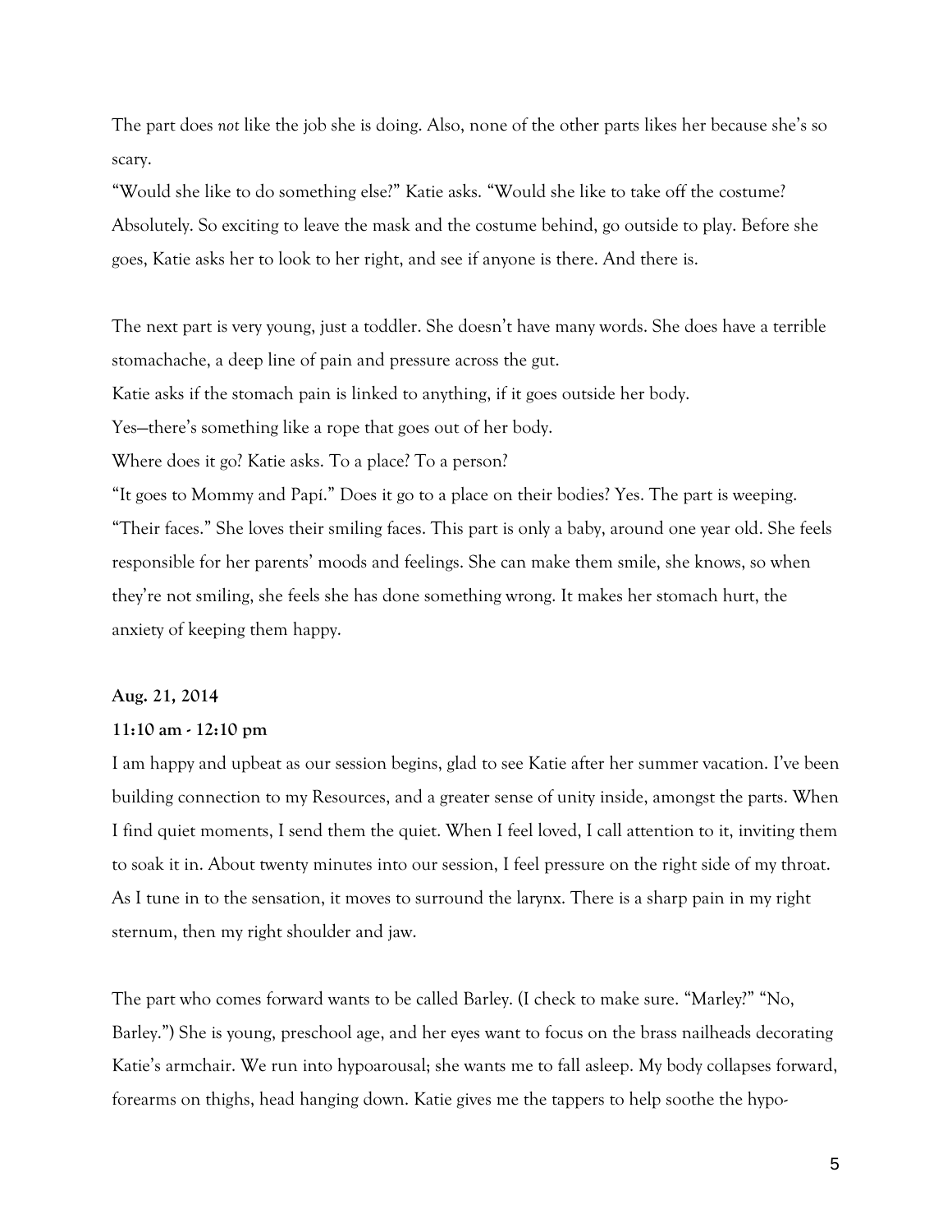The part does *not* like the job she is doing. Also, none of the other parts likes her because she's so scary.

"Would she like to do something else?" Katie asks. "Would she like to take off the costume? Absolutely. So exciting to leave the mask and the costume behind, go outside to play. Before she goes, Katie asks her to look to her right, and see if anyone is there. And there is.

The next part is very young, just a toddler. She doesn't have many words. She does have a terrible stomachache, a deep line of pain and pressure across the gut.

Katie asks if the stomach pain is linked to anything, if it goes outside her body.

Yes—there's something like a rope that goes out of her body.

Where does it go? Katie asks. To a place? To a person?

"It goes to Mommy and Papí." Does it go to a place on their bodies? Yes. The part is weeping. "Their faces." She loves their smiling faces. This part is only a baby, around one year old. She feels responsible for her parents' moods and feelings. She can make them smile, she knows, so when they're not smiling, she feels she has done something wrong. It makes her stomach hurt, the anxiety of keeping them happy.

**Aug. 21, 2014**

**11:10 am - 12:10 pm**

I am happy and upbeat as our session begins, glad to see Katie after her summer vacation. I've been building connection to my Resources, and a greater sense of unity inside, amongst the parts. When I find quiet moments, I send them the quiet. When I feel loved, I call attention to it, inviting them to soak it in. About twenty minutes into our session, I feel pressure on the right side of my throat. As I tune in to the sensation, it moves to surround the larynx. There is a sharp pain in my right sternum, then my right shoulder and jaw.

The part who comes forward wants to be called Barley. (I check to make sure. "Marley?" "No, Barley.") She is young, preschool age, and her eyes want to focus on the brass nailheads decorating Katie's armchair. We run into hypoarousal; she wants me to fall asleep. My body collapses forward, forearms on thighs, head hanging down. Katie gives me the tappers to help soothe the hypo-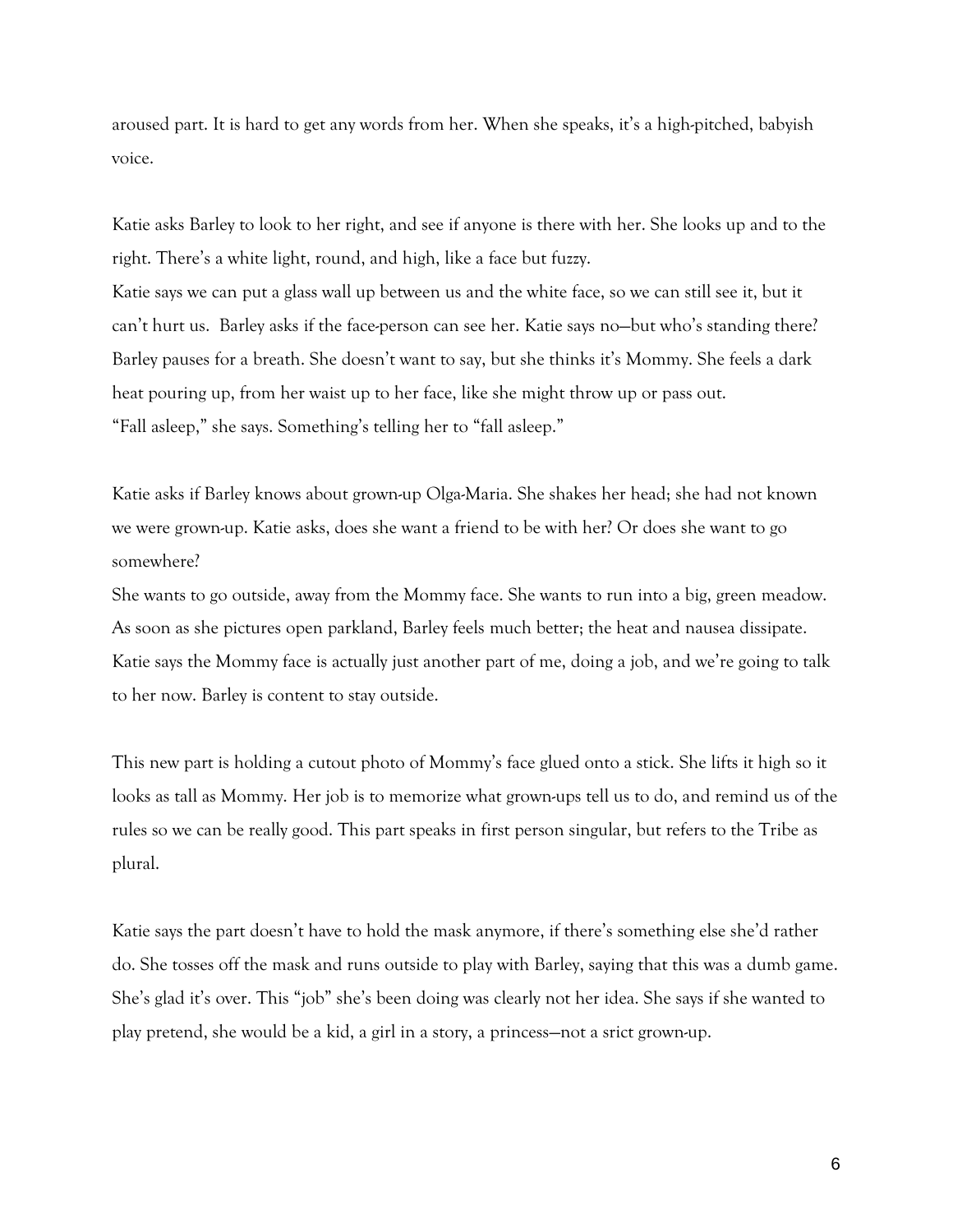aroused part. It is hard to get any words from her. When she speaks, it's a high-pitched, babyish voice.

Katie asks Barley to look to her right, and see if anyone is there with her. She looks up and to the right. There's a white light, round, and high, like a face but fuzzy.
Katie says we can put a glass wall up between us and the white face, so we can still see it, but it can't hurt us. Barley asks if the face-person can see her. Katie says no—but who's standing there? Barley pauses for a breath. She doesn't want to say, but she thinks it's Mommy. She feels a dark heat pouring up, from her waist up to her face, like she might throw up or pass out.
"Fall asleep," she says. Something's telling her to "fall asleep."

Katie asks if Barley knows about grown-up Olga-Maria. She shakes her head; she had not known we were grown-up. Katie asks, does she want a friend to be with her? Or does she want to go somewhere?
She wants to go outside, away from the Mommy face. She wants to run into a big, green meadow. As soon as she pictures open parkland, Barley feels much better; the heat and nausea dissipate. Katie says the Mommy face is actually just another part of me, doing a job, and we're going to talk to her now. Barley is content to stay outside.

This new part is holding a cutout photo of Mommy's face glued onto a stick. She lifts it high so it looks as tall as Mommy. Her job is to memorize what grown-ups tell us to do, and remind us of the rules so we can be really good. This part speaks in first person singular, but refers to the Tribe as plural.

Katie says the part doesn't have to hold the mask anymore, if there's something else she'd rather do. She tosses off the mask and runs outside to play with Barley, saying that this was a dumb game. She's glad it's over. This "job" she's been doing was clearly not her idea. She says if she wanted to play pretend, she would be a kid, a girl in a story, a princess—not a srict grown-up.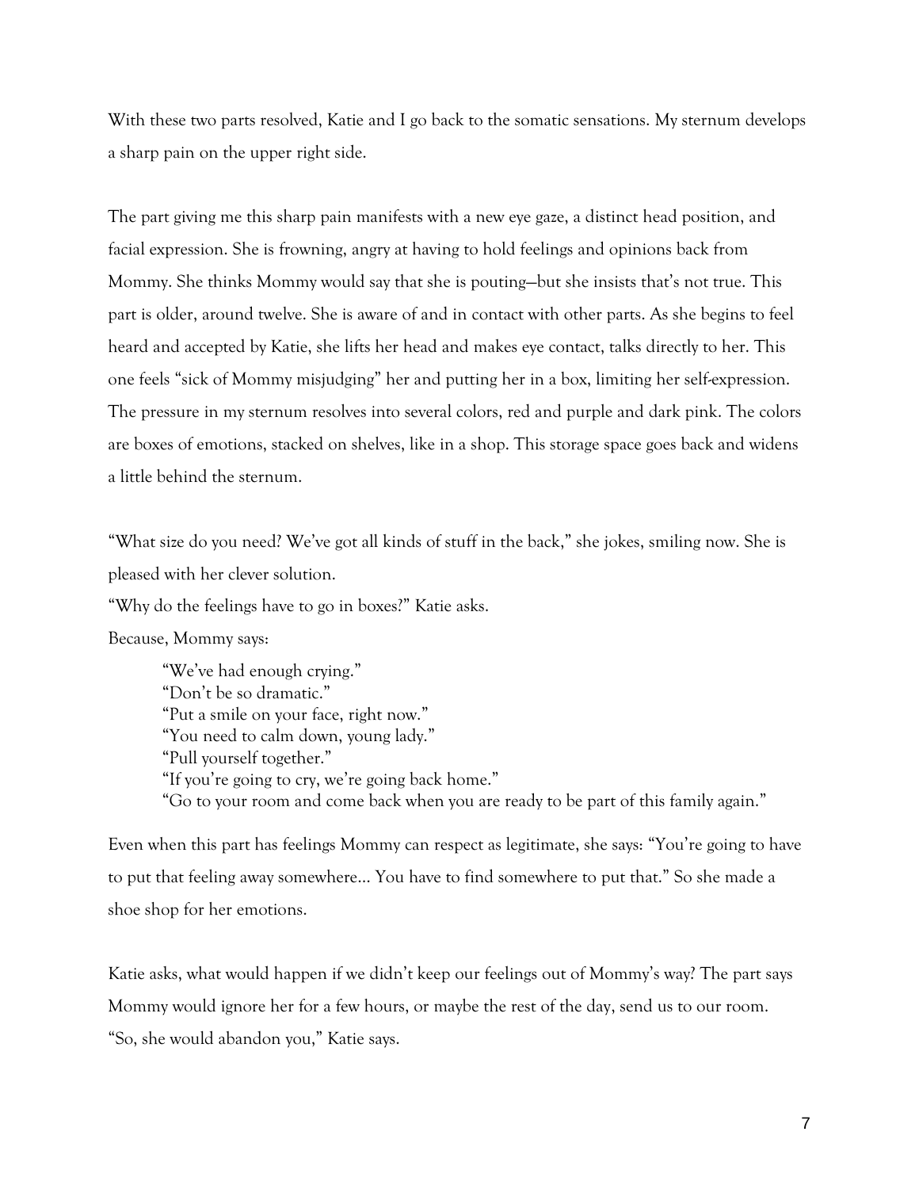With these two parts resolved, Katie and I go back to the somatic sensations. My sternum develops a sharp pain on the upper right side.

The part giving me this sharp pain manifests with a new eye gaze, a distinct head position, and facial expression. She is frowning, angry at having to hold feelings and opinions back from Mommy. She thinks Mommy would say that she is pouting—but she insists that's not true. This part is older, around twelve. She is aware of and in contact with other parts. As she begins to feel heard and accepted by Katie, she lifts her head and makes eye contact, talks directly to her. This one feels "sick of Mommy misjudging" her and putting her in a box, limiting her self-expression. The pressure in my sternum resolves into several colors, red and purple and dark pink. The colors are boxes of emotions, stacked on shelves, like in a shop. This storage space goes back and widens a little behind the sternum.

"What size do you need? We've got all kinds of stuff in the back," she jokes, smiling now. She is pleased with her clever solution.

"Why do the feelings have to go in boxes?" Katie asks.

Because, Mommy says:

> "We've had enough crying."
> "Don't be so dramatic."
> "Put a smile on your face, right now."
> "You need to calm down, young lady."
> "Pull yourself together."
> "If you're going to cry, we're going back home."
> "Go to your room and come back when you are ready to be part of this family again."

Even when this part has feelings Mommy can respect as legitimate, she says: "You're going to have to put that feeling away somewhere… You have to find somewhere to put that." So she made a shoe shop for her emotions.

Katie asks, what would happen if we didn't keep our feelings out of Mommy's way? The part says Mommy would ignore her for a few hours, or maybe the rest of the day, send us to our room.

"So, she would abandon you," Katie says.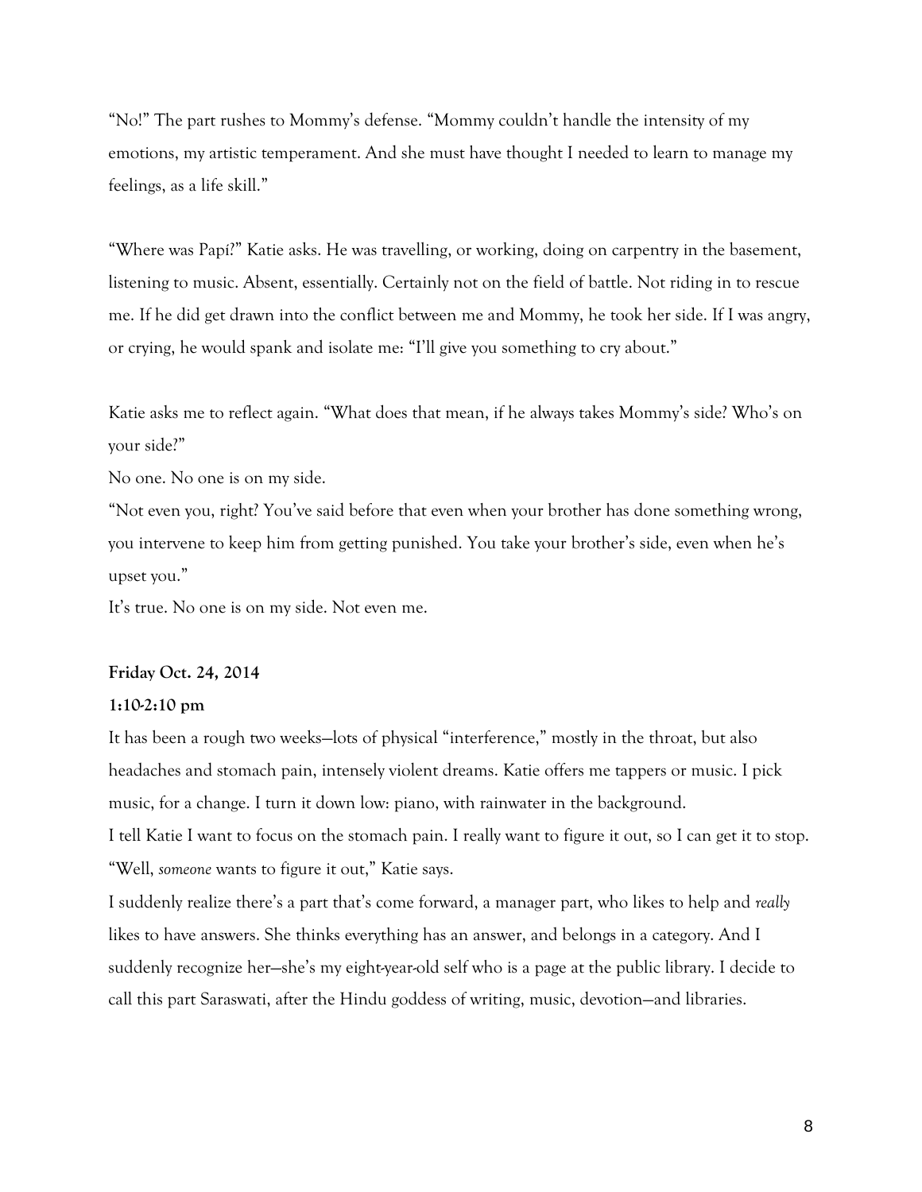"No!" The part rushes to Mommy's defense. "Mommy couldn't handle the intensity of my emotions, my artistic temperament. And she must have thought I needed to learn to manage my feelings, as a life skill."

"Where was Papí?" Katie asks. He was travelling, or working, doing on carpentry in the basement, listening to music. Absent, essentially. Certainly not on the field of battle. Not riding in to rescue me. If he did get drawn into the conflict between me and Mommy, he took her side. If I was angry, or crying, he would spank and isolate me: "I'll give you something to cry about."

Katie asks me to reflect again. "What does that mean, if he always takes Mommy's side? Who's on your side?"

No one. No one is on my side.

"Not even you, right? You've said before that even when your brother has done something wrong, you intervene to keep him from getting punished. You take your brother's side, even when he's upset you."

It's true. No one is on my side. Not even me.

**Friday Oct. 24, 2014**

**1:10-2:10 pm**

It has been a rough two weeks—lots of physical "interference," mostly in the throat, but also headaches and stomach pain, intensely violent dreams. Katie offers me tappers or music. I pick music, for a change. I turn it down low: piano, with rainwater in the background.

I tell Katie I want to focus on the stomach pain. I really want to figure it out, so I can get it to stop.

"Well, *someone* wants to figure it out," Katie says.

I suddenly realize there's a part that's come forward, a manager part, who likes to help and *really* likes to have answers. She thinks everything has an answer, and belongs in a category. And I suddenly recognize her—she's my eight-year-old self who is a page at the public library. I decide to call this part Saraswati, after the Hindu goddess of writing, music, devotion—and libraries.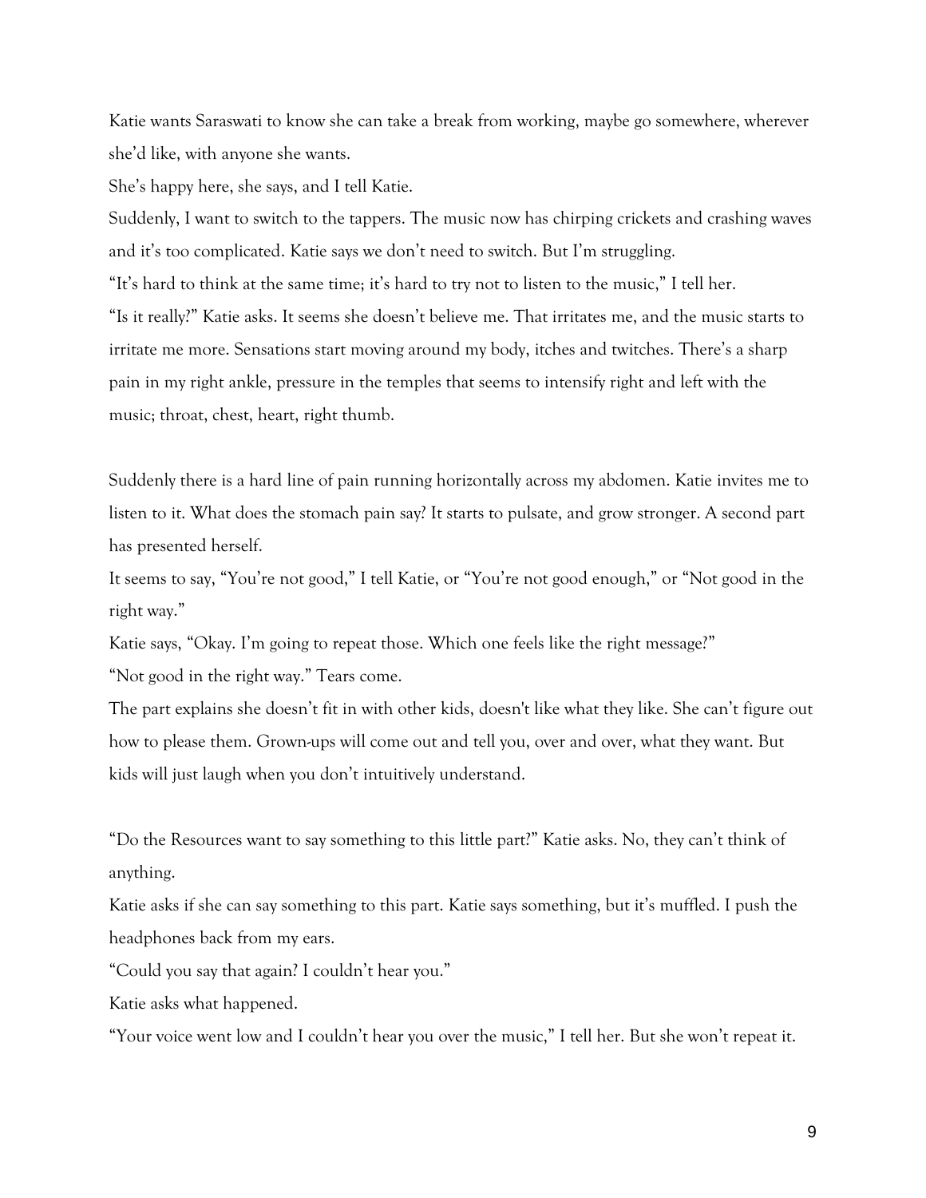Katie wants Saraswati to know she can take a break from working, maybe go somewhere, wherever she'd like, with anyone she wants.

She's happy here, she says, and I tell Katie.

Suddenly, I want to switch to the tappers. The music now has chirping crickets and crashing waves and it's too complicated. Katie says we don't need to switch. But I'm struggling.

"It's hard to think at the same time; it's hard to try not to listen to the music," I tell her.

"Is it really?" Katie asks. It seems she doesn't believe me. That irritates me, and the music starts to irritate me more. Sensations start moving around my body, itches and twitches. There's a sharp pain in my right ankle, pressure in the temples that seems to intensify right and left with the music; throat, chest, heart, right thumb.

Suddenly there is a hard line of pain running horizontally across my abdomen. Katie invites me to listen to it. What does the stomach pain say? It starts to pulsate, and grow stronger. A second part has presented herself.

It seems to say, "You're not good," I tell Katie, or "You're not good enough," or "Not good in the right way."

Katie says, "Okay. I'm going to repeat those. Which one feels like the right message?"

"Not good in the right way." Tears come.

The part explains she doesn't fit in with other kids, doesn't like what they like. She can't figure out how to please them. Grown-ups will come out and tell you, over and over, what they want. But kids will just laugh when you don't intuitively understand.

"Do the Resources want to say something to this little part?" Katie asks. No, they can't think of anything.

Katie asks if she can say something to this part. Katie says something, but it's muffled. I push the headphones back from my ears.

"Could you say that again? I couldn't hear you."

Katie asks what happened.

"Your voice went low and I couldn't hear you over the music," I tell her. But she won't repeat it.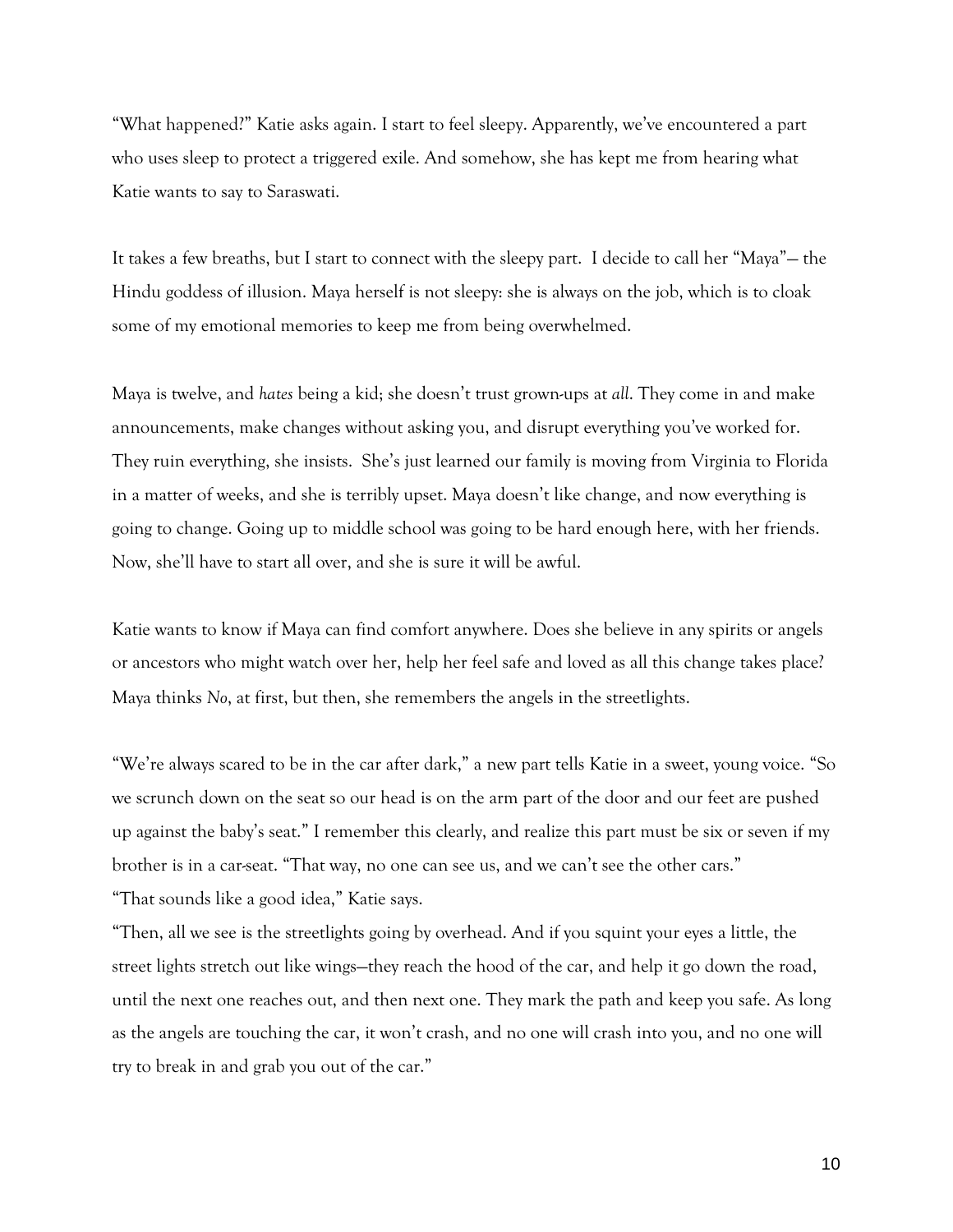"What happened?" Katie asks again. I start to feel sleepy. Apparently, we've encountered a part who uses sleep to protect a triggered exile. And somehow, she has kept me from hearing what Katie wants to say to Saraswati.

It takes a few breaths, but I start to connect with the sleepy part. I decide to call her "Maya"— the Hindu goddess of illusion. Maya herself is not sleepy: she is always on the job, which is to cloak some of my emotional memories to keep me from being overwhelmed.

Maya is twelve, and *hates* being a kid; she doesn't trust grown-ups at *all*. They come in and make announcements, make changes without asking you, and disrupt everything you've worked for. They ruin everything, she insists. She's just learned our family is moving from Virginia to Florida in a matter of weeks, and she is terribly upset. Maya doesn't like change, and now everything is going to change. Going up to middle school was going to be hard enough here, with her friends. Now, she'll have to start all over, and she is sure it will be awful.

Katie wants to know if Maya can find comfort anywhere. Does she believe in any spirits or angels or ancestors who might watch over her, help her feel safe and loved as all this change takes place? Maya thinks *No*, at first, but then, she remembers the angels in the streetlights.

"We're always scared to be in the car after dark," a new part tells Katie in a sweet, young voice. "So we scrunch down on the seat so our head is on the arm part of the door and our feet are pushed up against the baby's seat." I remember this clearly, and realize this part must be six or seven if my brother is in a car-seat. "That way, no one can see us, and we can't see the other cars."

"That sounds like a good idea," Katie says.

"Then, all we see is the streetlights going by overhead. And if you squint your eyes a little, the street lights stretch out like wings—they reach the hood of the car, and help it go down the road, until the next one reaches out, and then next one. They mark the path and keep you safe. As long as the angels are touching the car, it won't crash, and no one will crash into you, and no one will try to break in and grab you out of the car."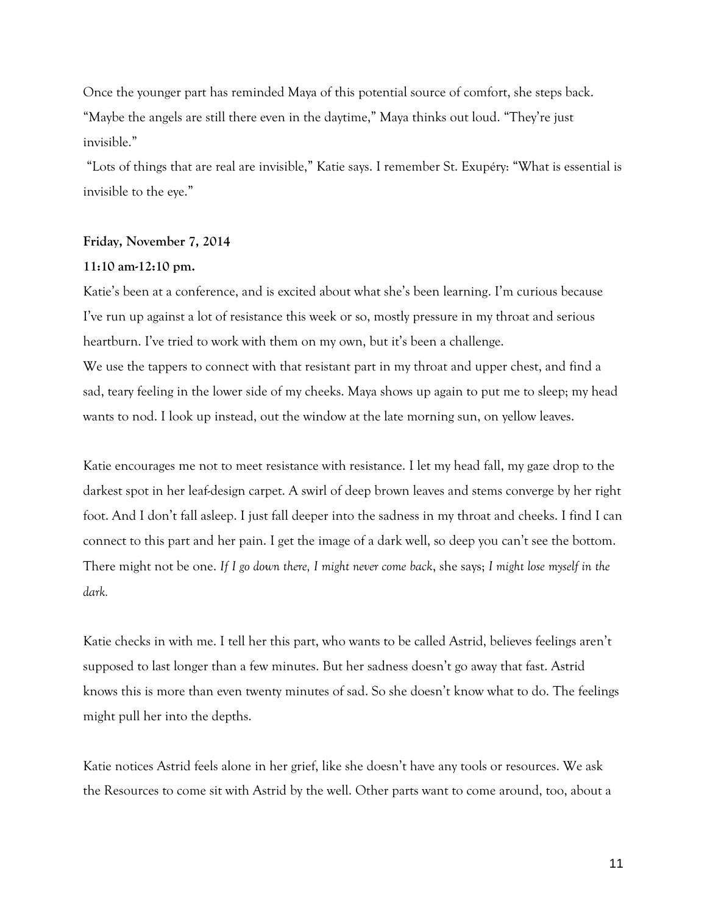Once the younger part has reminded Maya of this potential source of comfort, she steps back. "Maybe the angels are still there even in the daytime," Maya thinks out loud. "They're just invisible."

"Lots of things that are real are invisible," Katie says. I remember St. Exupéry: "What is essential is invisible to the eye."

**Friday, November 7, 2014**

**11:10 am-12:10 pm.**

Katie's been at a conference, and is excited about what she's been learning. I'm curious because I've run up against a lot of resistance this week or so, mostly pressure in my throat and serious heartburn. I've tried to work with them on my own, but it's been a challenge.

We use the tappers to connect with that resistant part in my throat and upper chest, and find a sad, teary feeling in the lower side of my cheeks. Maya shows up again to put me to sleep; my head wants to nod. I look up instead, out the window at the late morning sun, on yellow leaves.

Katie encourages me not to meet resistance with resistance. I let my head fall, my gaze drop to the darkest spot in her leaf-design carpet. A swirl of deep brown leaves and stems converge by her right foot. And I don't fall asleep. I just fall deeper into the sadness in my throat and cheeks. I find I can connect to this part and her pain. I get the image of a dark well, so deep you can't see the bottom. There might not be one. *If I go down there, I might never come back*, she says; *I might lose myself in the dark.*

Katie checks in with me. I tell her this part, who wants to be called Astrid, believes feelings aren't supposed to last longer than a few minutes. But her sadness doesn't go away that fast. Astrid knows this is more than even twenty minutes of sad. So she doesn't know what to do. The feelings might pull her into the depths.

Katie notices Astrid feels alone in her grief, like she doesn't have any tools or resources. We ask the Resources to come sit with Astrid by the well. Other parts want to come around, too, about a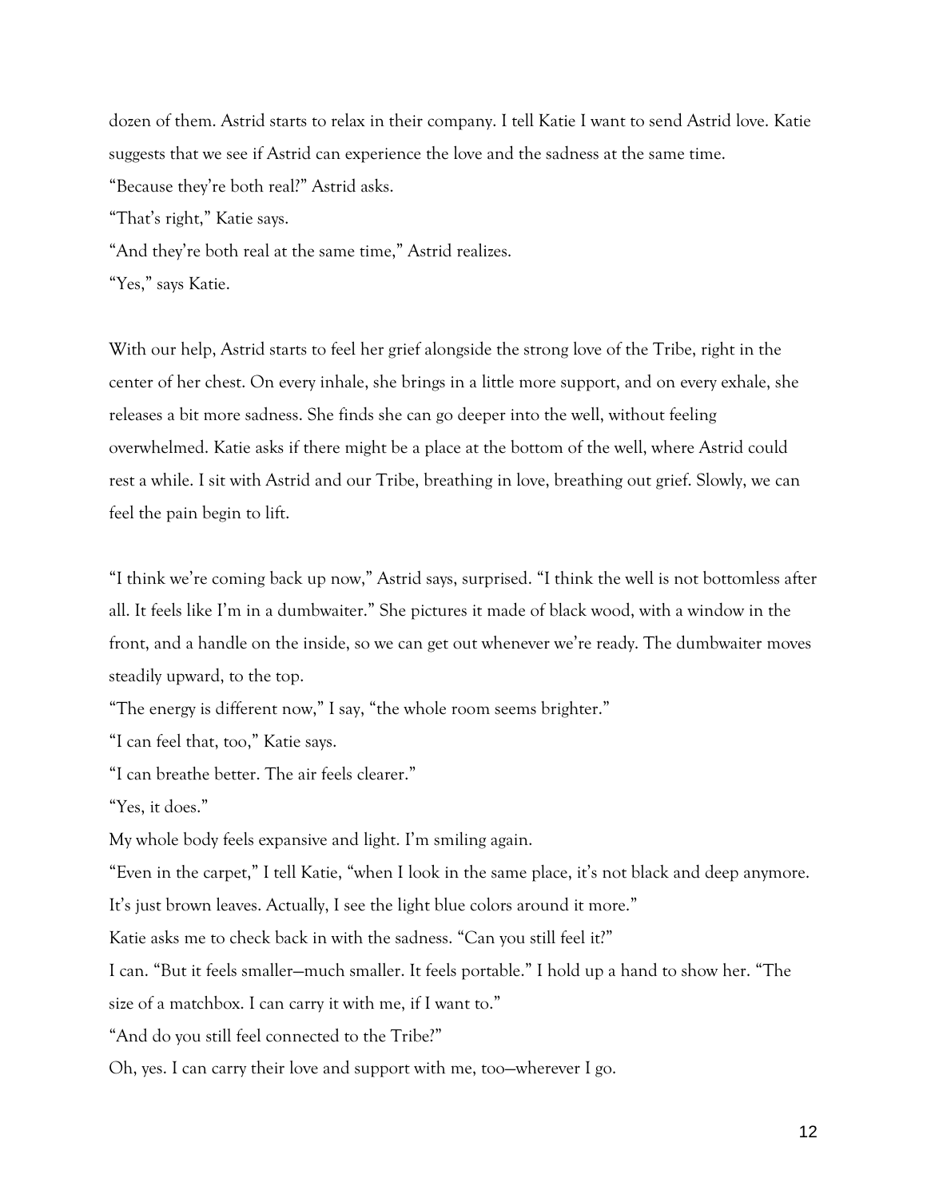dozen of them. Astrid starts to relax in their company. I tell Katie I want to send Astrid love. Katie suggests that we see if Astrid can experience the love and the sadness at the same time.

"Because they're both real?" Astrid asks.

"That's right," Katie says.

"And they're both real at the same time," Astrid realizes.

"Yes," says Katie.

With our help, Astrid starts to feel her grief alongside the strong love of the Tribe, right in the center of her chest. On every inhale, she brings in a little more support, and on every exhale, she releases a bit more sadness. She finds she can go deeper into the well, without feeling overwhelmed. Katie asks if there might be a place at the bottom of the well, where Astrid could rest a while. I sit with Astrid and our Tribe, breathing in love, breathing out grief. Slowly, we can feel the pain begin to lift.

"I think we're coming back up now," Astrid says, surprised. "I think the well is not bottomless after all. It feels like I'm in a dumbwaiter." She pictures it made of black wood, with a window in the front, and a handle on the inside, so we can get out whenever we're ready. The dumbwaiter moves steadily upward, to the top.

"The energy is different now," I say, "the whole room seems brighter."

"I can feel that, too," Katie says.

"I can breathe better. The air feels clearer."

"Yes, it does."

My whole body feels expansive and light. I'm smiling again.

"Even in the carpet," I tell Katie, "when I look in the same place, it's not black and deep anymore. It's just brown leaves. Actually, I see the light blue colors around it more."

Katie asks me to check back in with the sadness. "Can you still feel it?"

I can. "But it feels smaller—much smaller. It feels portable." I hold up a hand to show her. "The size of a matchbox. I can carry it with me, if I want to."

"And do you still feel connected to the Tribe?"

Oh, yes. I can carry their love and support with me, too—wherever I go.